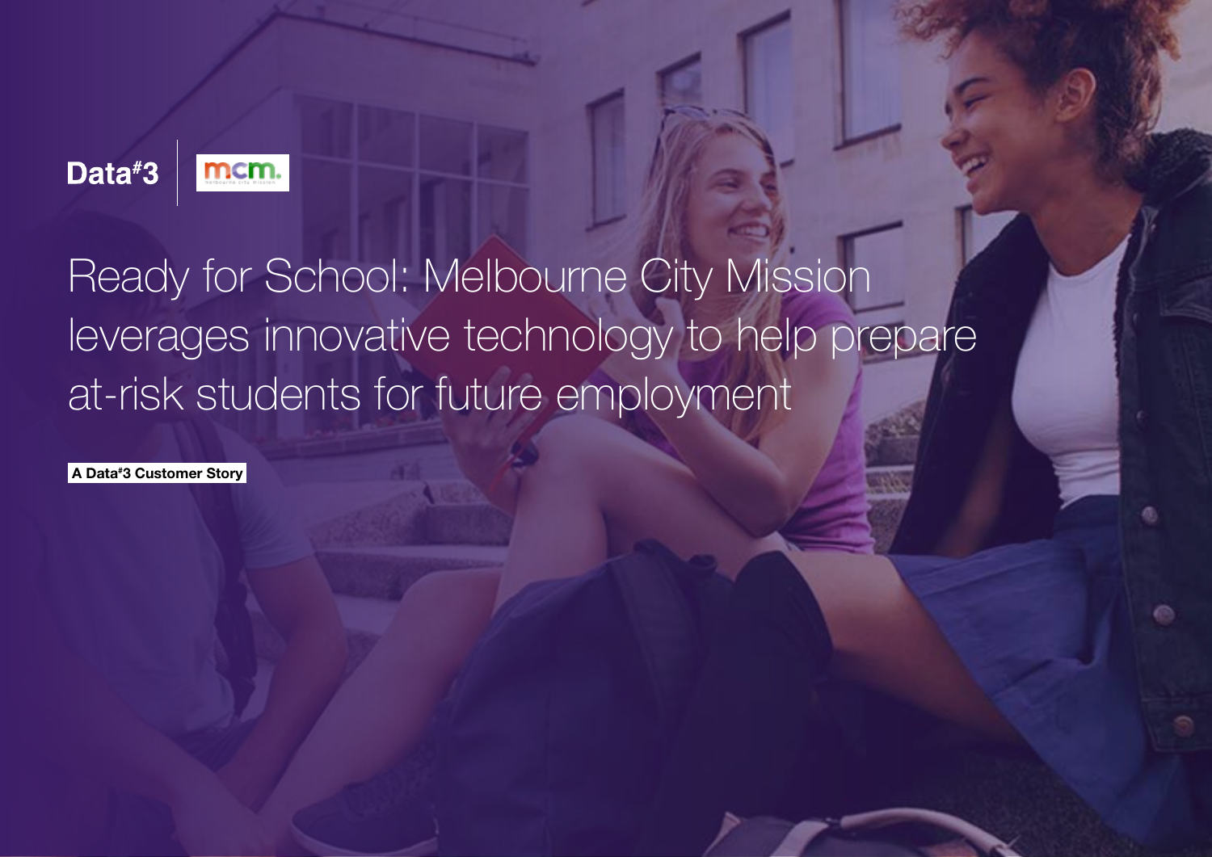Data#3 | mcm.

# Ready for School: Melbourne City Mission leverages innovative technology to help prepare at-risk students for future employment

**A Data#3 Customer Story**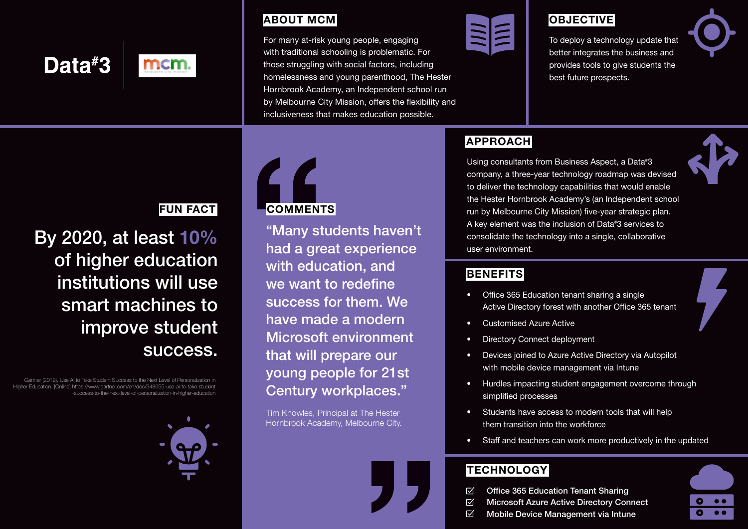# Data#3 | mcm

## ABOUT MCM

For many at-risk young people, engaging with traditional schooling is problematic. For those struggling with social factors, including homelessness and young parenthood, The Hester Hornbrook Academy, an Independent school run by Melbourne City Mission, offers the flexibility and inclusiveness that makes education possible.

## OBJECTIVE

To deploy a technology update that better integrates the business and provides tools to give students the best future prospects.

## FUN FACT

By 2020, at least 10% of higher education institutions will use smart machines to improve student success.

Gartner (2019), Use AI to Take Student Success to the Next Level of Personalization in Higher Education. [Online] https://www.gartner.com/en/doc/348655-use-ai-to-take-student-success-to-the-next-level-of-personalization-in-higher-education

## COMMENTS

"Many students haven't had a great experience with education, and we want to redefine success for them. We have made a modern Microsoft environment that will prepare our young people for 21st Century workplaces."

Tim Knowles, Principal at The Hester Hornbrook Academy, Melbourne City.

## APPROACH

Using consultants from Business Aspect, a Data#3 company, a three-year technology roadmap was devised to deliver the technology capabilities that would enable the Hester Hornbrook Academy's (an Independent school run by Melbourne City Mission) five-year strategic plan. A key element was the inclusion of Data#3 services to consolidate the technology into a single, collaborative user environment.

## BENEFITS

- Office 365 Education tenant sharing a single Active Directory forest with another Office 365 tenant
- Customised Azure Active
- Directory Connect deployment
- Devices joined to Azure Active Directory via Autopilot with mobile device management via Intune
- Hurdles impacting student engagement overcome through simplified processes
- Students have access to modern tools that will help them transition into the workforce
- Staff and teachers can work more productively in the updated

## TECHNOLOGY

- Office 365 Education Tenant Sharing
- Microsoft Azure Active Directory Connect
- Mobile Device Management via Intune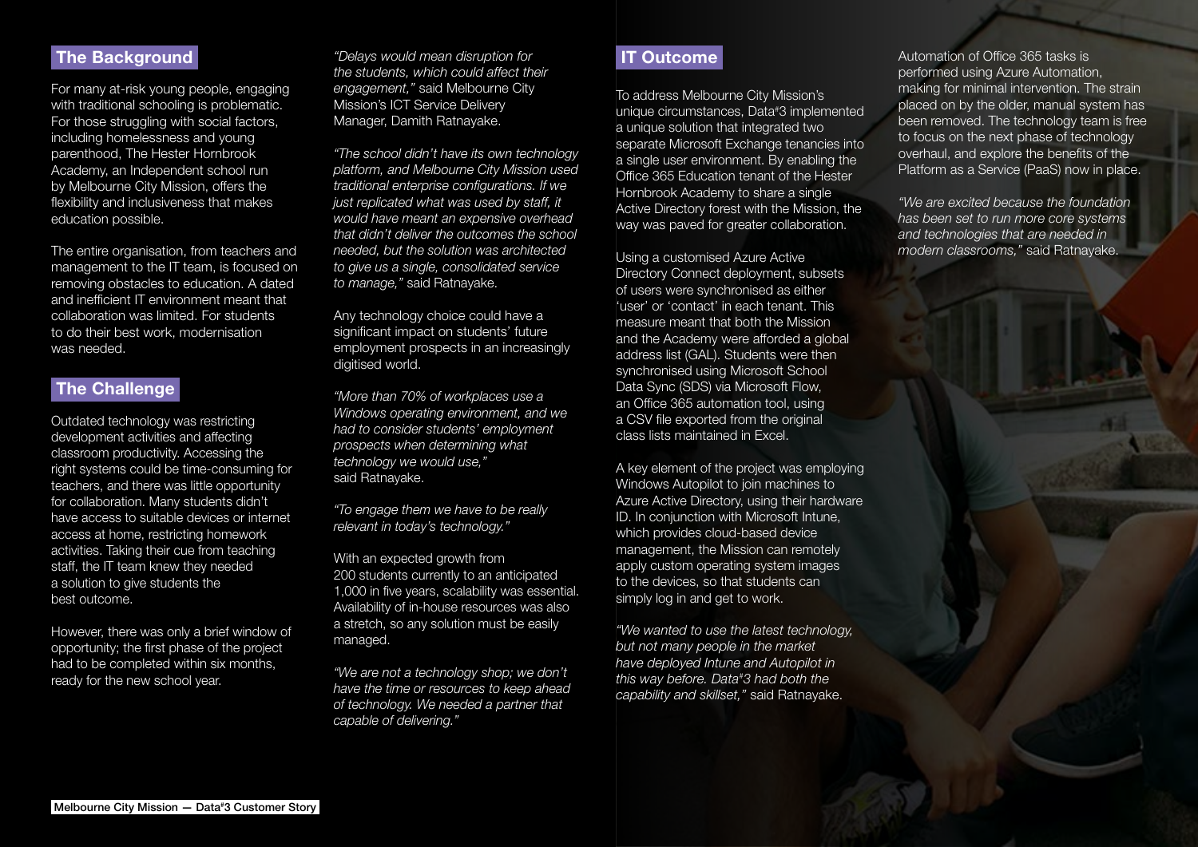## The Background

For many at-risk young people, engaging with traditional schooling is problematic. For those struggling with social factors, including homelessness and young parenthood, The Hester Hornbrook Academy, an Independent school run by Melbourne City Mission, offers the flexibility and inclusiveness that makes education possible.

The entire organisation, from teachers and management to the IT team, is focused on removing obstacles to education. A dated and inefficient IT environment meant that collaboration was limited. For students to do their best work, modernisation was needed.

## The Challenge

Outdated technology was restricting development activities and affecting classroom productivity. Accessing the right systems could be time-consuming for teachers, and there was little opportunity for collaboration. Many students didn't have access to suitable devices or internet access at home, restricting homework activities. Taking their cue from teaching staff, the IT team knew they needed a solution to give students the best outcome.

However, there was only a brief window of opportunity; the first phase of the project had to be completed within six months, ready for the new school year.

*"Delays would mean disruption for the students, which could affect their engagement,"* said Melbourne City Mission's ICT Service Delivery Manager, Damith Ratnayake.

*"The school didn't have its own technology platform, and Melbourne City Mission used traditional enterprise configurations. If we just replicated what was used by staff, it would have meant an expensive overhead that didn't deliver the outcomes the school needed, but the solution was architected to give us a single, consolidated service to manage,"* said Ratnayake.

Any technology choice could have a significant impact on students' future employment prospects in an increasingly digitised world.

*"More than 70% of workplaces use a Windows operating environment, and we had to consider students' employment prospects when determining what technology we would use,"* said Ratnayake.

*"To engage them we have to be really relevant in today's technology."*

With an expected growth from 200 students currently to an anticipated 1,000 in five years, scalability was essential. Availability of in-house resources was also a stretch, so any solution must be easily managed.

*"We are not a technology shop; we don't have the time or resources to keep ahead of technology. We needed a partner that capable of delivering."*

## IT Outcome

To address Melbourne City Mission's unique circumstances, Data#3 implemented a unique solution that integrated two separate Microsoft Exchange tenancies into a single user environment. By enabling the Office 365 Education tenant of the Hester Hornbrook Academy to share a single Active Directory forest with the Mission, the way was paved for greater collaboration.

Using a customised Azure Active Directory Connect deployment, subsets of users were synchronised as either 'user' or 'contact' in each tenant. This measure meant that both the Mission and the Academy were afforded a global address list (GAL). Students were then synchronised using Microsoft School Data Sync (SDS) via Microsoft Flow, an Office 365 automation tool, using a CSV file exported from the original class lists maintained in Excel.

A key element of the project was employing Windows Autopilot to join machines to Azure Active Directory, using their hardware ID. In conjunction with Microsoft Intune, which provides cloud-based device management, the Mission can remotely apply custom operating system images to the devices, so that students can simply log in and get to work.

*"We wanted to use the latest technology, but not many people in the market have deployed Intune and Autopilot in this way before. Data#3 had both the capability and skillset,"* said Ratnayake.

Automation of Office 365 tasks is performed using Azure Automation, making for minimal intervention. The strain placed on by the older, manual system has been removed. The technology team is free to focus on the next phase of technology overhaul, and explore the benefits of the Platform as a Service (PaaS) now in place.

*"We are excited because the foundation has been set to run more core systems and technologies that are needed in modern classrooms,"* said Ratnayake.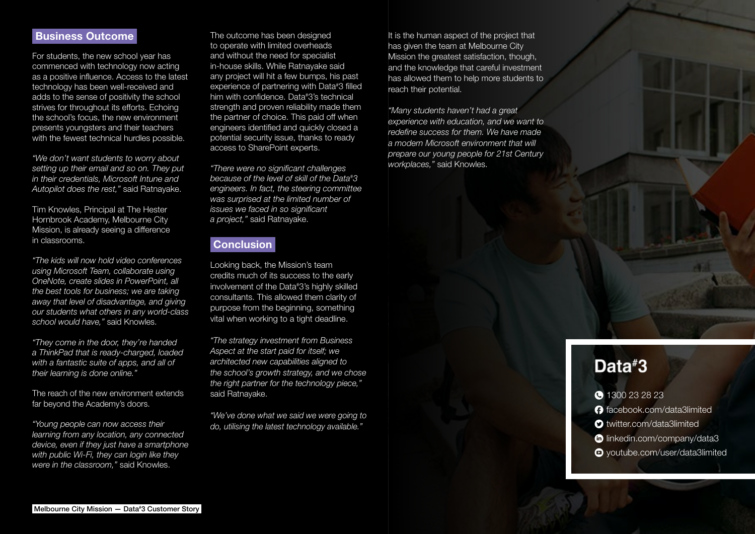## Business Outcome

For students, the new school year has commenced with technology now acting as a positive influence. Access to the latest technology has been well-received and adds to the sense of positivity the school strives for throughout its efforts. Echoing the school's focus, the new environment presents youngsters and their teachers with the fewest technical hurdles possible.

*"We don't want students to worry about setting up their email and so on. They put in their credentials, Microsoft Intune and Autopilot does the rest,"* said Ratnayake.

Tim Knowles, Principal at The Hester Hornbrook Academy, Melbourne City Mission, is already seeing a difference in classrooms.

*"The kids will now hold video conferences using Microsoft Team, collaborate using OneNote, create slides in PowerPoint, all the best tools for business; we are taking away that level of disadvantage, and giving our students what others in any world-class school would have,"* said Knowles.

*"They come in the door, they're handed a ThinkPad that is ready-charged, loaded with a fantastic suite of apps, and all of their learning is done online."*

The reach of the new environment extends far beyond the Academy's doors.

*"Young people can now access their learning from any location, any connected device, even if they just have a smartphone with public Wi-Fi, they can login like they were in the classroom,"* said Knowles.

The outcome has been designed to operate with limited overheads and without the need for specialist in-house skills. While Ratnayake said any project will hit a few bumps, his past experience of partnering with Data#3 filled him with confidence. Data#3's technical strength and proven reliability made them the partner of choice. This paid off when engineers identified and quickly closed a potential security issue, thanks to ready access to SharePoint experts.

*"There were no significant challenges because of the level of skill of the Data#3 engineers. In fact, the steering committee was surprised at the limited number of issues we faced in so significant a project,"* said Ratnayake.

## Conclusion

Looking back, the Mission's team credits much of its success to the early involvement of the Data#3's highly skilled consultants. This allowed them clarity of purpose from the beginning, something vital when working to a tight deadline.

*"The strategy investment from Business Aspect at the start paid for itself; we architected new capabilities aligned to the school's growth strategy, and we chose the right partner for the technology piece,"* said Ratnayake.

*"We've done what we said we were going to do, utilising the latest technology available."*

It is the human aspect of the project that has given the team at Melbourne City Mission the greatest satisfaction, though, and the knowledge that careful investment has allowed them to help more students to reach their potential.

*"Many students haven't had a great experience with education, and we want to redefine success for them. We have made a modern Microsoft environment that will prepare our young people for 21st Century workplaces,"* said Knowles.

**Data#3**

- 1300 23 28 23
- facebook.com/data3limited
- twitter.com/data3limited
- linkedin.com/company/data3
- youtube.com/user/data3limited